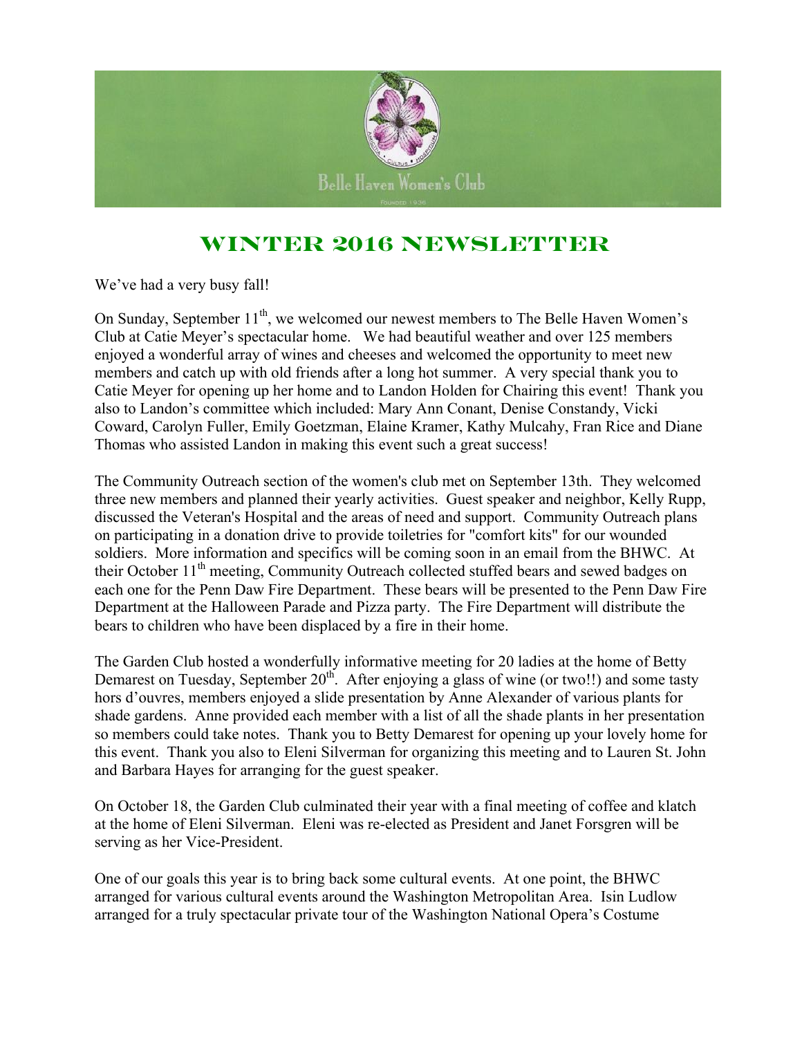Belle Haven Women's Club

# WINTER 2016 NEWSLETTER

We've had a very busy fall!

On Sunday, September 11th, we welcomed our newest members to The Belle Haven Women's Club at Catie Meyer's spectacular home. We had beautiful weather and over 125 members enjoyed a wonderful array of wines and cheeses and welcomed the opportunity to meet new members and catch up with old friends after a long hot summer. A very special thank you to Catie Meyer for opening up her home and to Landon Holden for Chairing this event! Thank you also to Landon's committee which included: Mary Ann Conant, Denise Constandy, Vicki Coward, Carolyn Fuller, Emily Goetzman, Elaine Kramer, Kathy Mulcahy, Fran Rice and Diane Thomas who assisted Landon in making this event such a great success!

The Community Outreach section of the women's club met on September 13th. They welcomed three new members and planned their yearly activities. Guest speaker and neighbor, Kelly Rupp, discussed the Veteran's Hospital and the areas of need and support. Community Outreach plans on participating in a donation drive to provide toiletries for "comfort kits" for our wounded soldiers. More information and specifics will be coming soon in an email from the BHWC. At their October 11th meeting, Community Outreach collected stuffed bears and sewed badges on each one for the Penn Daw Fire Department. These bears will be presented to the Penn Daw Fire Department at the Halloween Parade and Pizza party. The Fire Department will distribute the bears to children who have been displaced by a fire in their home.

The Garden Club hosted a wonderfully informative meeting for 20 ladies at the home of Betty Demarest on Tuesday, September 20th. After enjoying a glass of wine (or two!!) and some tasty hors d'ouvres, members enjoyed a slide presentation by Anne Alexander of various plants for shade gardens. Anne provided each member with a list of all the shade plants in her presentation so members could take notes. Thank you to Betty Demarest for opening up your lovely home for this event. Thank you also to Eleni Silverman for organizing this meeting and to Lauren St. John and Barbara Hayes for arranging for the guest speaker.

On October 18, the Garden Club culminated their year with a final meeting of coffee and klatch at the home of Eleni Silverman. Eleni was re-elected as President and Janet Forsgren will be serving as her Vice-President.

One of our goals this year is to bring back some cultural events. At one point, the BHWC arranged for various cultural events around the Washington Metropolitan Area. Isin Ludlow arranged for a truly spectacular private tour of the Washington National Opera's Costume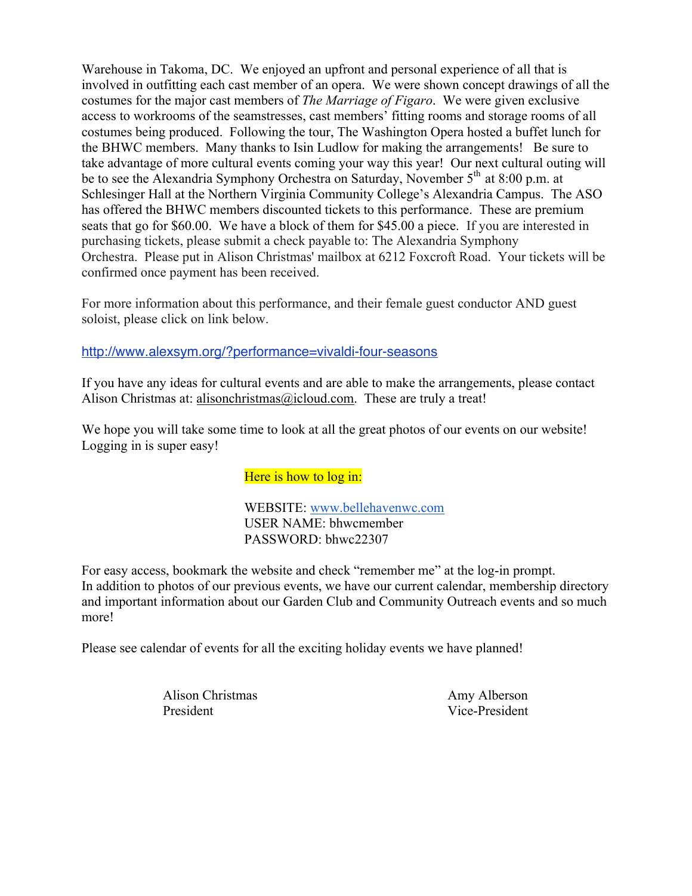Warehouse in Takoma, DC. We enjoyed an upfront and personal experience of all that is involved in outfitting each cast member of an opera. We were shown concept drawings of all the costumes for the major cast members of *The Marriage of Figaro*. We were given exclusive access to workrooms of the seamstresses, cast members' fitting rooms and storage rooms of all costumes being produced. Following the tour, The Washington Opera hosted a buffet lunch for the BHWC members. Many thanks to Isin Ludlow for making the arrangements! Be sure to take advantage of more cultural events coming your way this year! Our next cultural outing will be to see the Alexandria Symphony Orchestra on Saturday, November 5th at 8:00 p.m. at Schlesinger Hall at the Northern Virginia Community College's Alexandria Campus. The ASO has offered the BHWC members discounted tickets to this performance. These are premium seats that go for $60.00. We have a block of them for $45.00 a piece. If you are interested in purchasing tickets, please submit a check payable to: The Alexandria Symphony Orchestra. Please put in Alison Christmas' mailbox at 6212 Foxcroft Road. Your tickets will be confirmed once payment has been received.

For more information about this performance, and their female guest conductor AND guest soloist, please click on link below.

http://www.alexsym.org/?performance=vivaldi-four-seasons

If you have any ideas for cultural events and are able to make the arrangements, please contact Alison Christmas at: alisonchristmas@icloud.com. These are truly a treat!

We hope you will take some time to look at all the great photos of our events on our website! Logging in is super easy!

Here is how to log in:

WEBSITE: www.bellehavenwc.com
USER NAME: bhwcmember
PASSWORD: bhwc22307

For easy access, bookmark the website and check "remember me" at the log-in prompt.
In addition to photos of our previous events, we have our current calendar, membership directory and important information about our Garden Club and Community Outreach events and so much more!

Please see calendar of events for all the exciting holiday events we have planned!

Alison Christmas
President

Amy Alberson
Vice-President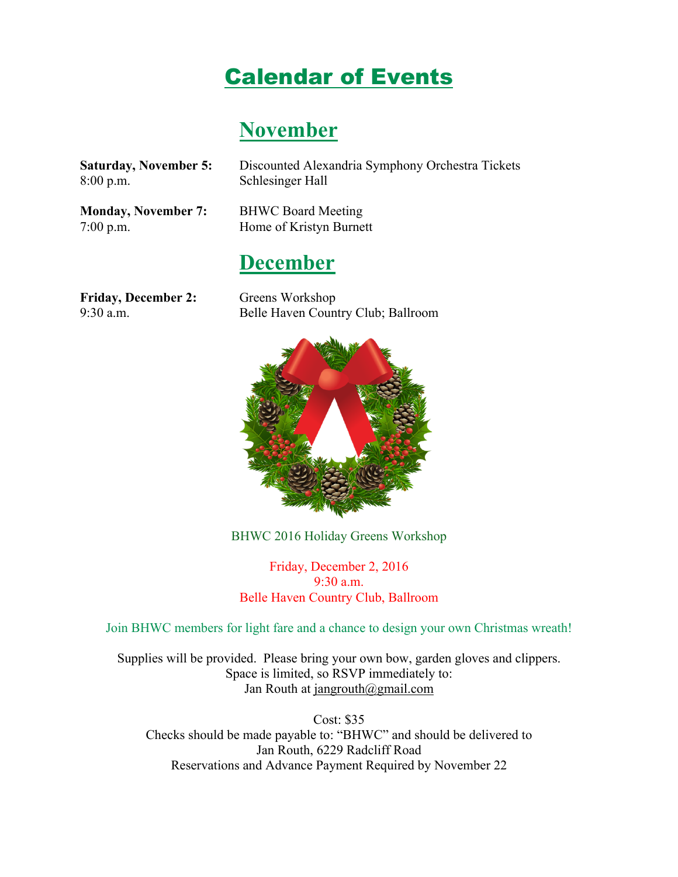# Calendar of Events

## November

**Saturday, November 5:**
8:00 p.m.

Discounted Alexandria Symphony Orchestra Tickets
Schlesinger Hall

**Monday, November 7:**
7:00 p.m.

BHWC Board Meeting
Home of Kristyn Burnett

## December

**Friday, December 2:**
9:30 a.m.

Greens Workshop
Belle Haven Country Club; Ballroom

BHWC 2016 Holiday Greens Workshop

Friday, December 2, 2016
9:30 a.m.
Belle Haven Country Club, Ballroom

Join BHWC members for light fare and a chance to design your own Christmas wreath!

Supplies will be provided. Please bring your own bow, garden gloves and clippers.
Space is limited, so RSVP immediately to:
Jan Routh at jangrouth@gmail.com

Cost: $35
Checks should be made payable to: "BHWC" and should be delivered to
Jan Routh, 6229 Radcliff Road
Reservations and Advance Payment Required by November 22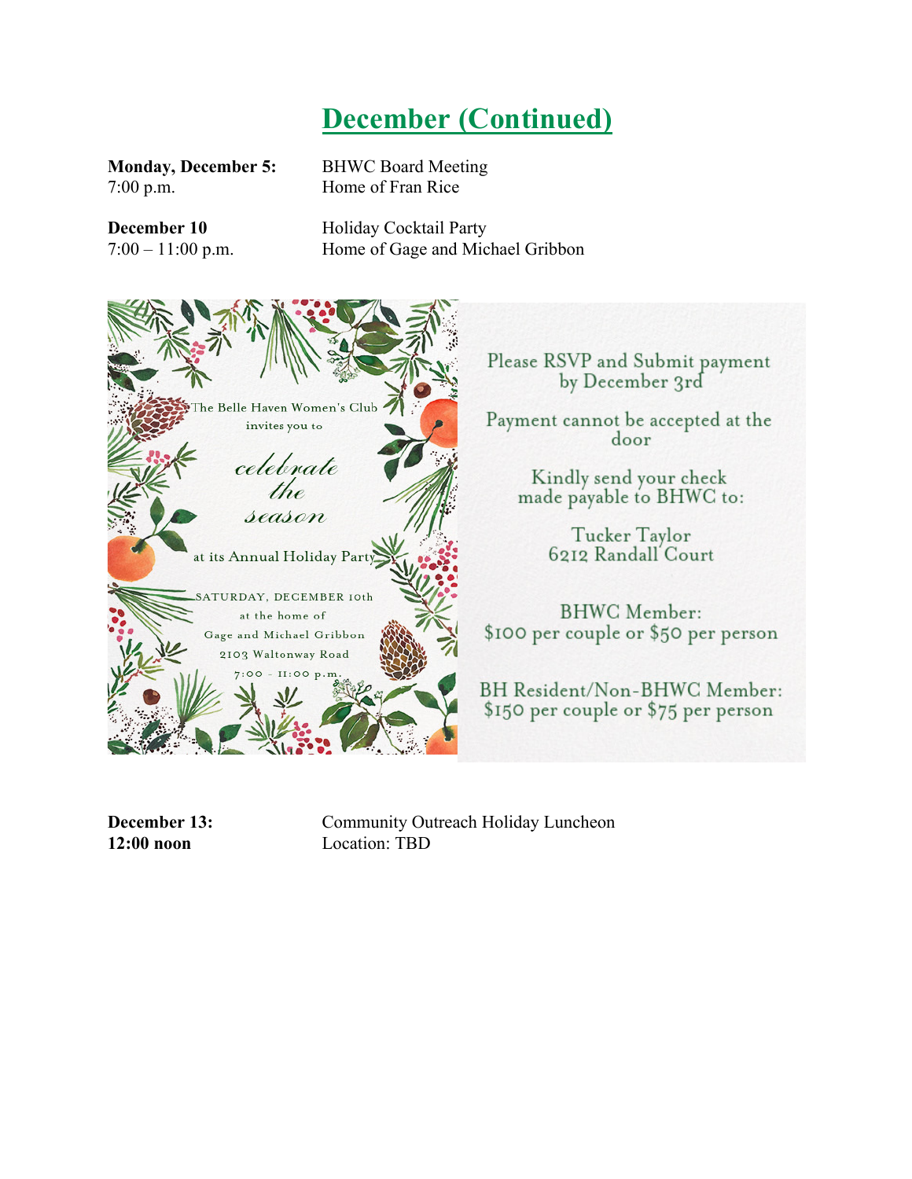## December (Continued)

**Monday, December 5:** BHWC Board Meeting
7:00 p.m. Home of Fran Rice

**December 10** Holiday Cocktail Party
7:00 – 11:00 p.m. Home of Gage and Michael Gribbon

The Belle Haven Women's Club invites you to

*celebrate the season*

at its Annual Holiday Party

SATURDAY, DECEMBER 10th
at the home of
Gage and Michael Gribbon
2103 Waltonway Road
7:00 - 11:00 p.m.

Please RSVP and Submit payment by December 3rd

Payment cannot be accepted at the door

Kindly send your check made payable to BHWC to:

Tucker Taylor
6212 Randall Court

BHWC Member:
$100 per couple or $50 per person

BH Resident/Non-BHWC Member:
$150 per couple or $75 per person

**December 13:** Community Outreach Holiday Luncheon
**12:00 noon** Location: TBD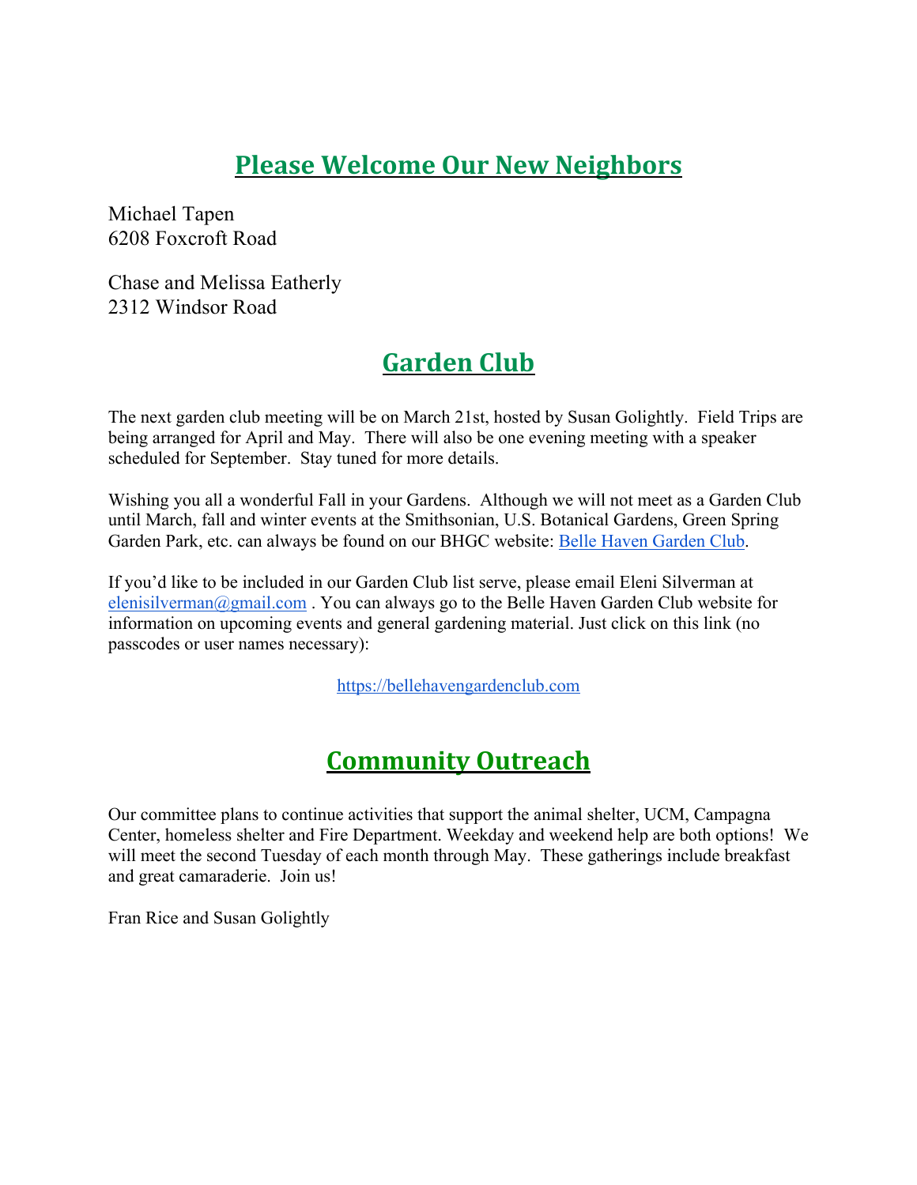## Please Welcome Our New Neighbors

Michael Tapen
6208 Foxcroft Road

Chase and Melissa Eatherly
2312 Windsor Road

## Garden Club

The next garden club meeting will be on March 21st, hosted by Susan Golightly. Field Trips are being arranged for April and May. There will also be one evening meeting with a speaker scheduled for September. Stay tuned for more details.

Wishing you all a wonderful Fall in your Gardens. Although we will not meet as a Garden Club until March, fall and winter events at the Smithsonian, U.S. Botanical Gardens, Green Spring Garden Park, etc. can always be found on our BHGC website: [Belle Haven Garden Club](https://bellehavengardenclub.com).

If you'd like to be included in our Garden Club list serve, please email Eleni Silverman at elenisilverman@gmail.com . You can always go to the Belle Haven Garden Club website for information on upcoming events and general gardening material. Just click on this link (no passcodes or user names necessary):

https://bellehavengardenclub.com

## Community Outreach

Our committee plans to continue activities that support the animal shelter, UCM, Campagna Center, homeless shelter and Fire Department. Weekday and weekend help are both options! We will meet the second Tuesday of each month through May. These gatherings include breakfast and great camaraderie. Join us!

Fran Rice and Susan Golightly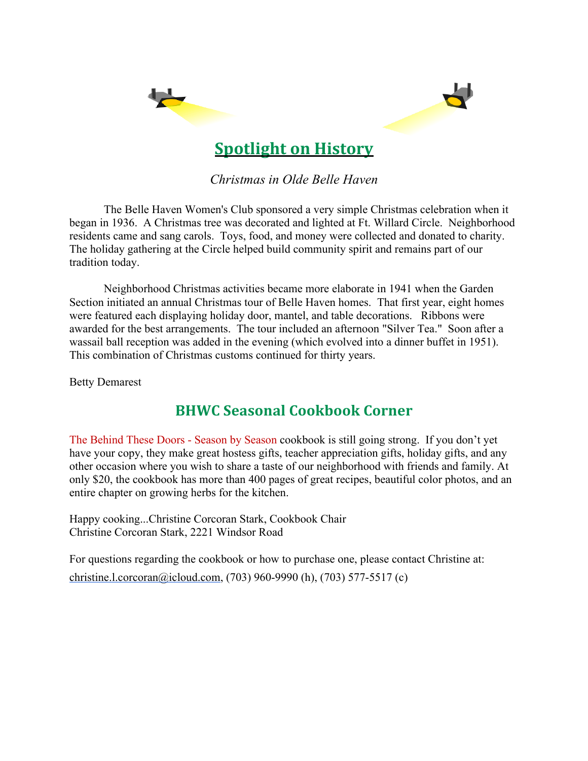## Spotlight on History

*Christmas in Olde Belle Haven*

The Belle Haven Women's Club sponsored a very simple Christmas celebration when it began in 1936. A Christmas tree was decorated and lighted at Ft. Willard Circle. Neighborhood residents came and sang carols. Toys, food, and money were collected and donated to charity. The holiday gathering at the Circle helped build community spirit and remains part of our tradition today.

Neighborhood Christmas activities became more elaborate in 1941 when the Garden Section initiated an annual Christmas tour of Belle Haven homes. That first year, eight homes were featured each displaying holiday door, mantel, and table decorations. Ribbons were awarded for the best arrangements. The tour included an afternoon "Silver Tea." Soon after a wassail ball reception was added in the evening (which evolved into a dinner buffet in 1951). This combination of Christmas customs continued for thirty years.

Betty Demarest

## BHWC Seasonal Cookbook Corner

The Behind These Doors - Season by Season cookbook is still going strong. If you don't yet have your copy, they make great hostess gifts, teacher appreciation gifts, holiday gifts, and any other occasion where you wish to share a taste of our neighborhood with friends and family. At only $20, the cookbook has more than 400 pages of great recipes, beautiful color photos, and an entire chapter on growing herbs for the kitchen.

Happy cooking...Christine Corcoran Stark, Cookbook Chair
Christine Corcoran Stark, 2221 Windsor Road

For questions regarding the cookbook or how to purchase one, please contact Christine at:
christine.l.corcoran@icloud.com, (703) 960-9990 (h), (703) 577-5517 (c)